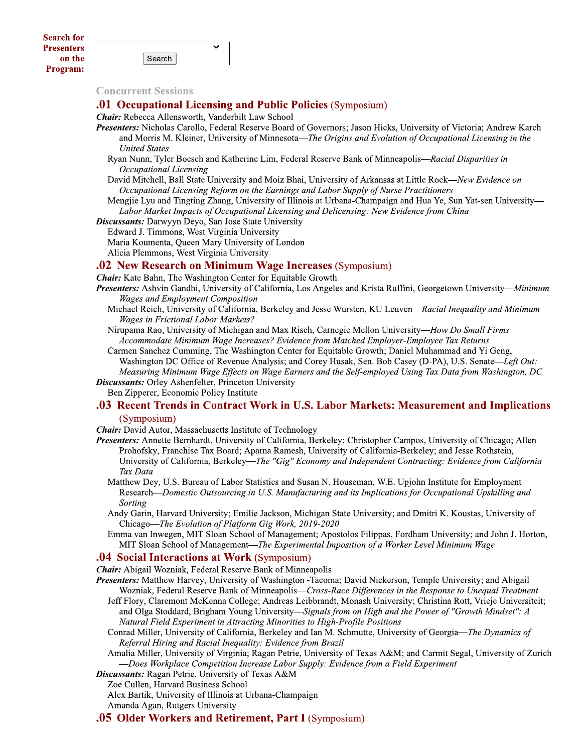**Search for Presenters on the Program:**

Search

## Concurrent Sessions

### .01 Occupational Licensing and Public Policies (Symposium)

***Chair:*** Rebecca Allensworth, Vanderbilt Law School

***Presenters:*** Nicholas Carollo, Federal Reserve Board of Governors; Jason Hicks, University of Victoria; Andrew Karch and Morris M. Kleiner, University of Minnesota—*The Origins and Evolution of Occupational Licensing in the United States*

Ryan Nunn, Tyler Boesch and Katherine Lim, Federal Reserve Bank of Minneapolis—*Racial Disparities in Occupational Licensing*

David Mitchell, Ball State University and Moiz Bhai, University of Arkansas at Little Rock—*New Evidence on Occupational Licensing Reform on the Earnings and Labor Supply of Nurse Practitioners*

Mengjie Lyu and Tingting Zhang, University of Illinois at Urbana-Champaign and Hua Ye, Sun Yat-sen University—*Labor Market Impacts of Occupational Licensing and Delicensing: New Evidence from China*

***Discussants:*** Darwyyn Deyo, San Jose State University

Edward J. Timmons, West Virginia University

Maria Koumenta, Queen Mary University of London

Alicia Plemmons, West Virginia University

### .02 New Research on Minimum Wage Increases (Symposium)

***Chair:*** Kate Bahn, The Washington Center for Equitable Growth

***Presenters:*** Ashvin Gandhi, University of California, Los Angeles and Krista Ruffini, Georgetown University—*Minimum Wages and Employment Composition*

Michael Reich, University of California, Berkeley and Jesse Wursten, KU Leuven—*Racial Inequality and Minimum Wages in Frictional Labor Markets?*

Nirupama Rao, University of Michigan and Max Risch, Carnegie Mellon University—*How Do Small Firms Accommodate Minimum Wage Increases? Evidence from Matched Employer-Employee Tax Returns*

Carmen Sanchez Cumming, The Washington Center for Equitable Growth; Daniel Muhammad and Yi Geng, Washington DC Office of Revenue Analysis; and Corey Husak, Sen. Bob Casey (D-PA), U.S. Senate—*Left Out: Measuring Minimum Wage Effects on Wage Earners and the Self-employed Using Tax Data from Washington, DC*

***Discussants:*** Orley Ashenfelter, Princeton University

Ben Zipperer, Economic Policy Institute

### .03 Recent Trends in Contract Work in U.S. Labor Markets: Measurement and Implications (Symposium)

***Chair:*** David Autor, Massachusetts Institute of Technology

***Presenters:*** Annette Bernhardt, University of California, Berkeley; Christopher Campos, University of Chicago; Allen Prohofsky, Franchise Tax Board; Aparna Ramesh, University of California-Berkeley; and Jesse Rothstein, University of California, Berkeley—*The "Gig" Economy and Independent Contracting: Evidence from California Tax Data*

Matthew Dey, U.S. Bureau of Labor Statistics and Susan N. Houseman, W.E. Upjohn Institute for Employment Research—*Domestic Outsourcing in U.S. Manufacturing and its Implications for Occupational Upskilling and Sorting*

Andy Garin, Harvard University; Emilie Jackson, Michigan State University; and Dmitri K. Koustas, University of Chicago—*The Evolution of Platform Gig Work, 2019-2020*

Emma van Inwegen, MIT Sloan School of Management; Apostolos Filippas, Fordham University; and John J. Horton, MIT Sloan School of Management—*The Experimental Imposition of a Worker Level Minimum Wage*

### .04 Social Interactions at Work (Symposium)

***Chair:*** Abigail Wozniak, Federal Reserve Bank of Minneapolis

***Presenters:*** Matthew Harvey, University of Washington -Tacoma; David Nickerson, Temple University; and Abigail Wozniak, Federal Reserve Bank of Minneapolis—*Cross-Race Differences in the Response to Unequal Treatment*

Jeff Flory, Claremont McKenna College; Andreas Leibbrandt, Monash University; Christina Rott, Vrieje Universiteit; and Olga Stoddard, Brigham Young University—*Signals from on High and the Power of "Growth Mindset": A Natural Field Experiment in Attracting Minorities to High-Profile Positions*

Conrad Miller, University of California, Berkeley and Ian M. Schmutte, University of Georgia—*The Dynamics of Referral Hiring and Racial Inequality: Evidence from Brazil*

Amalia Miller, University of Virginia; Ragan Petrie, University of Texas A&M; and Carmit Segal, University of Zurich—*Does Workplace Competition Increase Labor Supply: Evidence from a Field Experiment*

***Discussants:*** Ragan Petrie, University of Texas A&M

Zoe Cullen, Harvard Business School

Alex Bartik, University of Illinois at Urbana-Champaign

Amanda Agan, Rutgers University

### .05 Older Workers and Retirement, Part I (Symposium)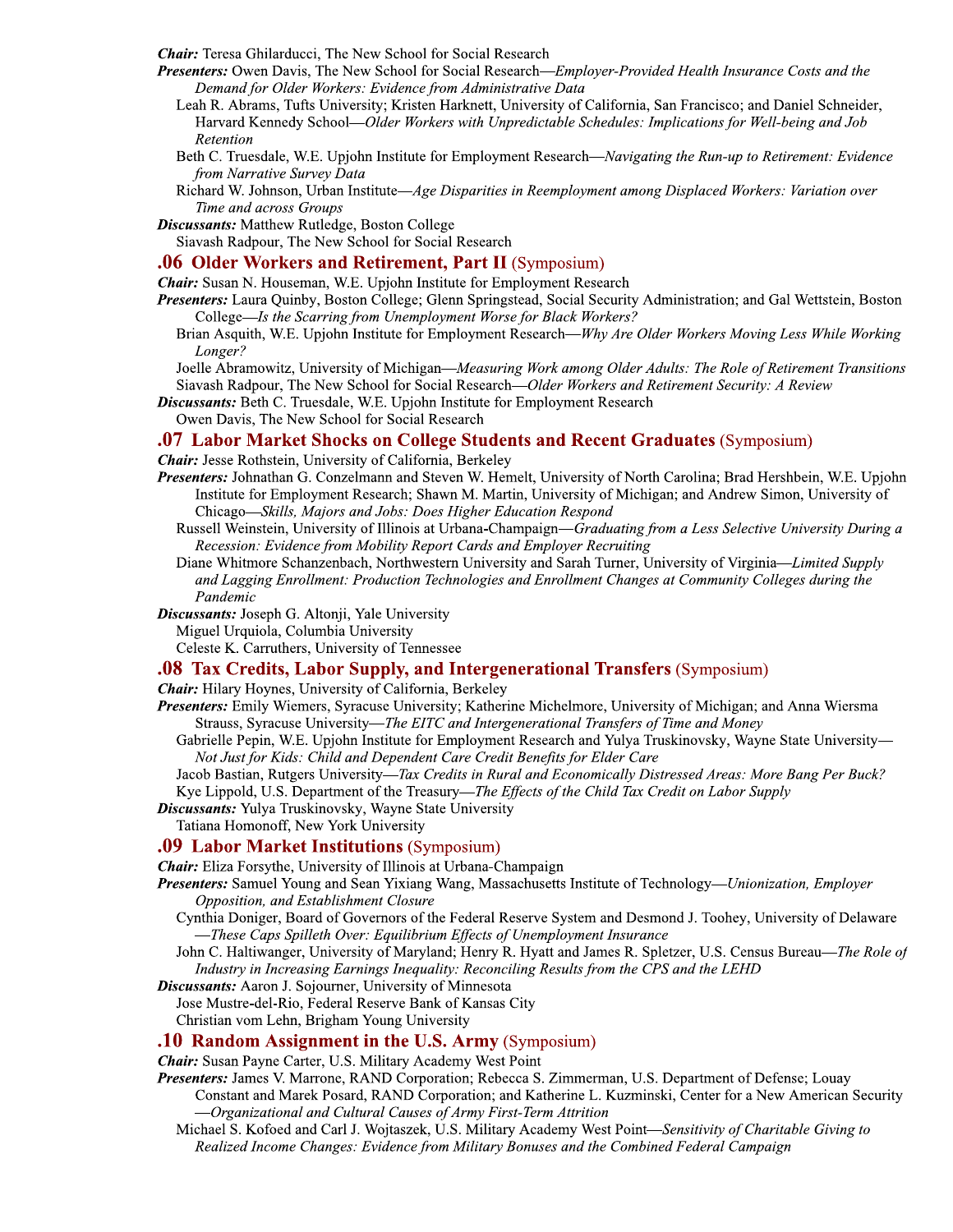***Chair:*** Teresa Ghilarducci, The New School for Social Research

***Presenters:*** Owen Davis, The New School for Social Research—*Employer-Provided Health Insurance Costs and the Demand for Older Workers: Evidence from Administrative Data*

Leah R. Abrams, Tufts University; Kristen Harknett, University of California, San Francisco; and Daniel Schneider, Harvard Kennedy School—*Older Workers with Unpredictable Schedules: Implications for Well-being and Job Retention*

Beth C. Truesdale, W.E. Upjohn Institute for Employment Research—*Navigating the Run-up to Retirement: Evidence from Narrative Survey Data*

Richard W. Johnson, Urban Institute—*Age Disparities in Reemployment among Displaced Workers: Variation over Time and across Groups*

***Discussants:*** Matthew Rutledge, Boston College

Siavash Radpour, The New School for Social Research

## .06 Older Workers and Retirement, Part II (Symposium)

***Chair:*** Susan N. Houseman, W.E. Upjohn Institute for Employment Research

***Presenters:*** Laura Quinby, Boston College; Glenn Springstead, Social Security Administration; and Gal Wettstein, Boston College—*Is the Scarring from Unemployment Worse for Black Workers?*

Brian Asquith, W.E. Upjohn Institute for Employment Research—*Why Are Older Workers Moving Less While Working Longer?*

Joelle Abramowitz, University of Michigan—*Measuring Work among Older Adults: The Role of Retirement Transitions*

Siavash Radpour, The New School for Social Research—*Older Workers and Retirement Security: A Review*

***Discussants:*** Beth C. Truesdale, W.E. Upjohn Institute for Employment Research

Owen Davis, The New School for Social Research

## .07 Labor Market Shocks on College Students and Recent Graduates (Symposium)

***Chair:*** Jesse Rothstein, University of California, Berkeley

***Presenters:*** Johnathan G. Conzelmann and Steven W. Hemelt, University of North Carolina; Brad Hershbein, W.E. Upjohn Institute for Employment Research; Shawn M. Martin, University of Michigan; and Andrew Simon, University of Chicago—*Skills, Majors and Jobs: Does Higher Education Respond*

Russell Weinstein, University of Illinois at Urbana-Champaign—*Graduating from a Less Selective University During a Recession: Evidence from Mobility Report Cards and Employer Recruiting*

Diane Whitmore Schanzenbach, Northwestern University and Sarah Turner, University of Virginia—*Limited Supply and Lagging Enrollment: Production Technologies and Enrollment Changes at Community Colleges during the Pandemic*

***Discussants:*** Joseph G. Altonji, Yale University

Miguel Urquiola, Columbia University

Celeste K. Carruthers, University of Tennessee

## .08 Tax Credits, Labor Supply, and Intergenerational Transfers (Symposium)

***Chair:*** Hilary Hoynes, University of California, Berkeley

***Presenters:*** Emily Wiemers, Syracuse University; Katherine Michelmore, University of Michigan; and Anna Wiersma Strauss, Syracuse University—*The EITC and Intergenerational Transfers of Time and Money*

Gabrielle Pepin, W.E. Upjohn Institute for Employment Research and Yulya Truskinovsky, Wayne State University—*Not Just for Kids: Child and Dependent Care Credit Benefits for Elder Care*

Jacob Bastian, Rutgers University—*Tax Credits in Rural and Economically Distressed Areas: More Bang Per Buck?*

Kye Lippold, U.S. Department of the Treasury—*The Effects of the Child Tax Credit on Labor Supply*

***Discussants:*** Yulya Truskinovsky, Wayne State University

Tatiana Homonoff, New York University

## .09 Labor Market Institutions (Symposium)

***Chair:*** Eliza Forsythe, University of Illinois at Urbana-Champaign

***Presenters:*** Samuel Young and Sean Yixiang Wang, Massachusetts Institute of Technology—*Unionization, Employer Opposition, and Establishment Closure*

Cynthia Doniger, Board of Governors of the Federal Reserve System and Desmond J. Toohey, University of Delaware—*These Caps Spilleth Over: Equilibrium Effects of Unemployment Insurance*

John C. Haltiwanger, University of Maryland; Henry R. Hyatt and James R. Spletzer, U.S. Census Bureau—*The Role of Industry in Increasing Earnings Inequality: Reconciling Results from the CPS and the LEHD*

***Discussants:*** Aaron J. Sojourner, University of Minnesota

Jose Mustre-del-Rio, Federal Reserve Bank of Kansas City

Christian vom Lehn, Brigham Young University

## .10 Random Assignment in the U.S. Army (Symposium)

***Chair:*** Susan Payne Carter, U.S. Military Academy West Point

***Presenters:*** James V. Marrone, RAND Corporation; Rebecca S. Zimmerman, U.S. Department of Defense; Louay Constant and Marek Posard, RAND Corporation; and Katherine L. Kuzminski, Center for a New American Security—*Organizational and Cultural Causes of Army First-Term Attrition*

Michael S. Kofoed and Carl J. Wojtaszek, U.S. Military Academy West Point—*Sensitivity of Charitable Giving to Realized Income Changes: Evidence from Military Bonuses and the Combined Federal Campaign*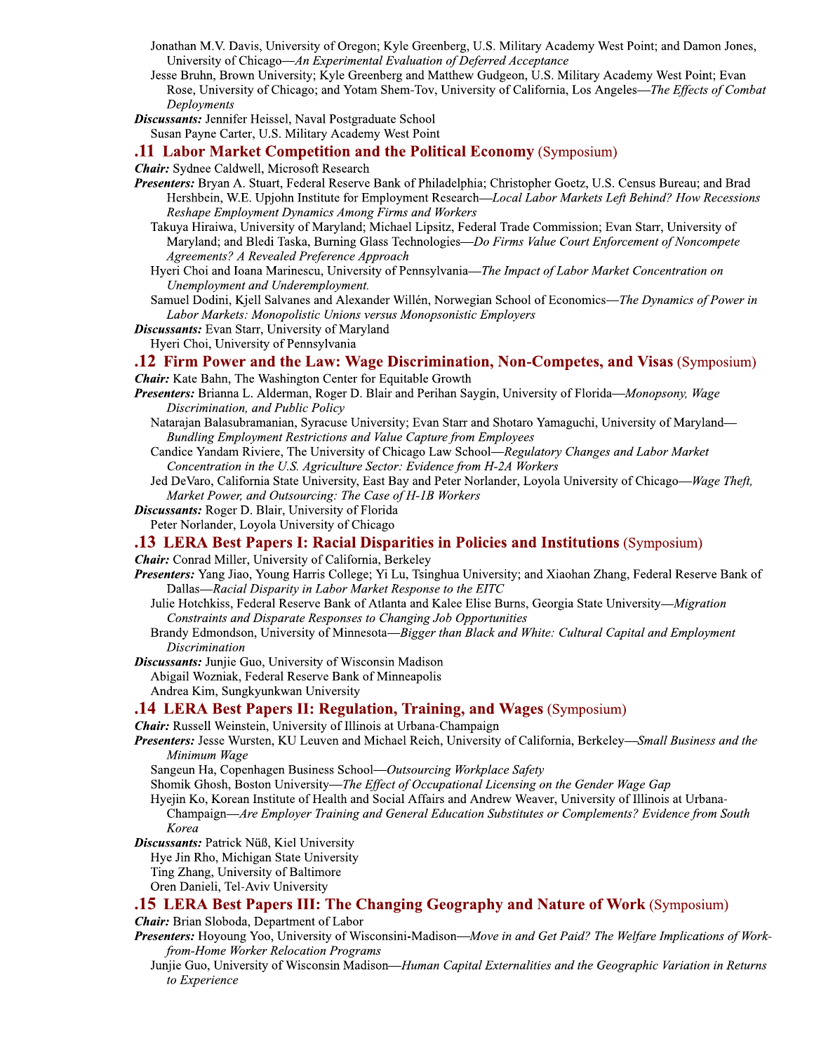Jonathan M.V. Davis, University of Oregon; Kyle Greenberg, U.S. Military Academy West Point; and Damon Jones, University of Chicago—*An Experimental Evaluation of Deferred Acceptance*

Jesse Bruhn, Brown University; Kyle Greenberg and Matthew Gudgeon, U.S. Military Academy West Point; Evan Rose, University of Chicago; and Yotam Shem-Tov, University of California, Los Angeles—*The Effects of Combat Deployments*

***Discussants:*** Jennifer Heissel, Naval Postgraduate School

Susan Payne Carter, U.S. Military Academy West Point

## .11 Labor Market Competition and the Political Economy (Symposium)

***Chair:*** Sydnee Caldwell, Microsoft Research

***Presenters:*** Bryan A. Stuart, Federal Reserve Bank of Philadelphia; Christopher Goetz, U.S. Census Bureau; and Brad Hershbein, W.E. Upjohn Institute for Employment Research—*Local Labor Markets Left Behind? How Recessions Reshape Employment Dynamics Among Firms and Workers*

Takuya Hiraiwa, University of Maryland; Michael Lipsitz, Federal Trade Commission; Evan Starr, University of Maryland; and Bledi Taska, Burning Glass Technologies—*Do Firms Value Court Enforcement of Noncompete Agreements? A Revealed Preference Approach*

Hyeri Choi and Ioana Marinescu, University of Pennsylvania—*The Impact of Labor Market Concentration on Unemployment and Underemployment.*

Samuel Dodini, Kjell Salvanes and Alexander Willén, Norwegian School of Economics—*The Dynamics of Power in Labor Markets: Monopolistic Unions versus Monopsonistic Employers*

***Discussants:*** Evan Starr, University of Maryland

Hyeri Choi, University of Pennsylvania

## .12 Firm Power and the Law: Wage Discrimination, Non-Competes, and Visas (Symposium)

***Chair:*** Kate Bahn, The Washington Center for Equitable Growth

***Presenters:*** Brianna L. Alderman, Roger D. Blair and Perihan Saygin, University of Florida—*Monopsony, Wage Discrimination, and Public Policy*

Natarajan Balasubramanian, Syracuse University; Evan Starr and Shotaro Yamaguchi, University of Maryland—*Bundling Employment Restrictions and Value Capture from Employees*

Candice Yandam Riviere, The University of Chicago Law School—*Regulatory Changes and Labor Market Concentration in the U.S. Agriculture Sector: Evidence from H-2A Workers*

Jed DeVaro, California State University, East Bay and Peter Norlander, Loyola University of Chicago—*Wage Theft, Market Power, and Outsourcing: The Case of H-1B Workers*

***Discussants:*** Roger D. Blair, University of Florida

Peter Norlander, Loyola University of Chicago

## .13 LERA Best Papers I: Racial Disparities in Policies and Institutions (Symposium)

***Chair:*** Conrad Miller, University of California, Berkeley

***Presenters:*** Yang Jiao, Young Harris College; Yi Lu, Tsinghua University; and Xiaohan Zhang, Federal Reserve Bank of Dallas—*Racial Disparity in Labor Market Response to the EITC*

Julie Hotchkiss, Federal Reserve Bank of Atlanta and Kalee Elise Burns, Georgia State University—*Migration Constraints and Disparate Responses to Changing Job Opportunities*

Brandy Edmondson, University of Minnesota—*Bigger than Black and White: Cultural Capital and Employment Discrimination*

***Discussants:*** Junjie Guo, University of Wisconsin Madison

Abigail Wozniak, Federal Reserve Bank of Minneapolis

Andrea Kim, Sungkyunkwan University

## .14 LERA Best Papers II: Regulation, Training, and Wages (Symposium)

***Chair:*** Russell Weinstein, University of Illinois at Urbana-Champaign

***Presenters:*** Jesse Wursten, KU Leuven and Michael Reich, University of California, Berkeley—*Small Business and the Minimum Wage*

Sangeun Ha, Copenhagen Business School—*Outsourcing Workplace Safety*

Shomik Ghosh, Boston University—*The Effect of Occupational Licensing on the Gender Wage Gap*

Hyejin Ko, Korean Institute of Health and Social Affairs and Andrew Weaver, University of Illinois at Urbana-Champaign—*Are Employer Training and General Education Substitutes or Complements? Evidence from South Korea*

***Discussants:*** Patrick Nüß, Kiel University

Hye Jin Rho, Michigan State University

Ting Zhang, University of Baltimore

Oren Danieli, Tel-Aviv University

## .15 LERA Best Papers III: The Changing Geography and Nature of Work (Symposium)

***Chair:*** Brian Sloboda, Department of Labor

***Presenters:*** Hoyoung Yoo, University of Wisconsini-Madison—*Move in and Get Paid? The Welfare Implications of Work-from-Home Worker Relocation Programs*

Junjie Guo, University of Wisconsin Madison—*Human Capital Externalities and the Geographic Variation in Returns to Experience*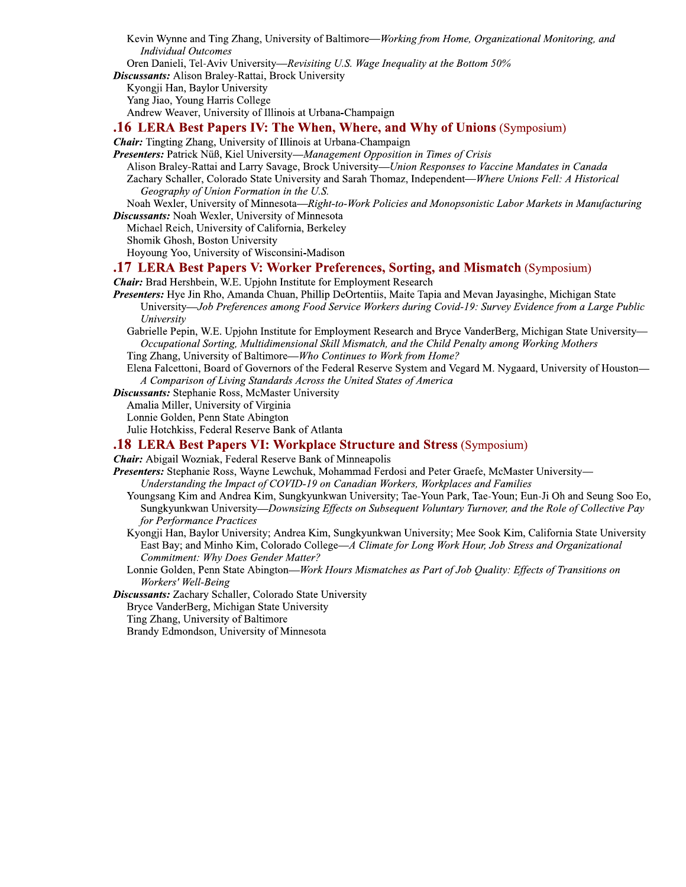Kevin Wynne and Ting Zhang, University of Baltimore—*Working from Home, Organizational Monitoring, and Individual Outcomes*

Oren Danieli, Tel-Aviv University—*Revisiting U.S. Wage Inequality at the Bottom 50%*

***Discussants:*** Alison Braley-Rattai, Brock University

Kyongji Han, Baylor University

Yang Jiao, Young Harris College

Andrew Weaver, University of Illinois at Urbana-Champaign

## .16 LERA Best Papers IV: The When, Where, and Why of Unions (Symposium)

***Chair:*** Tingting Zhang, University of Illinois at Urbana-Champaign

***Presenters:*** Patrick Nüß, Kiel University—*Management Opposition in Times of Crisis*

Alison Braley-Rattai and Larry Savage, Brock University—*Union Responses to Vaccine Mandates in Canada*

Zachary Schaller, Colorado State University and Sarah Thomaz, Independent—*Where Unions Fell: A Historical Geography of Union Formation in the U.S.*

Noah Wexler, University of Minnesota—*Right-to-Work Policies and Monopsonistic Labor Markets in Manufacturing*

***Discussants:*** Noah Wexler, University of Minnesota

Michael Reich, University of California, Berkeley

Shomik Ghosh, Boston University

Hoyoung Yoo, University of Wisconsini-Madison

## .17 LERA Best Papers V: Worker Preferences, Sorting, and Mismatch (Symposium)

***Chair:*** Brad Hershbein, W.E. Upjohn Institute for Employment Research

***Presenters:*** Hye Jin Rho, Amanda Chuan, Phillip DeOrtentiis, Maite Tapia and Mevan Jayasinghe, Michigan State University—*Job Preferences among Food Service Workers during Covid-19: Survey Evidence from a Large Public University*

Gabrielle Pepin, W.E. Upjohn Institute for Employment Research and Bryce VanderBerg, Michigan State University—*Occupational Sorting, Multidimensional Skill Mismatch, and the Child Penalty among Working Mothers*

Ting Zhang, University of Baltimore—*Who Continues to Work from Home?*

Elena Falcettoni, Board of Governors of the Federal Reserve System and Vegard M. Nygaard, University of Houston—*A Comparison of Living Standards Across the United States of America*

***Discussants:*** Stephanie Ross, McMaster University

Amalia Miller, University of Virginia

Lonnie Golden, Penn State Abington

Julie Hotchkiss, Federal Reserve Bank of Atlanta

## .18 LERA Best Papers VI: Workplace Structure and Stress (Symposium)

***Chair:*** Abigail Wozniak, Federal Reserve Bank of Minneapolis

***Presenters:*** Stephanie Ross, Wayne Lewchuk, Mohammad Ferdosi and Peter Graefe, McMaster University—*Understanding the Impact of COVID-19 on Canadian Workers, Workplaces and Families*

Youngsang Kim and Andrea Kim, Sungkyunkwan University; Tae-Youn Park, Tae-Youn; Eun-Ji Oh and Seung Soo Eo, Sungkyunkwan University—*Downsizing Effects on Subsequent Voluntary Turnover, and the Role of Collective Pay for Performance Practices*

Kyongji Han, Baylor University; Andrea Kim, Sungkyunkwan University; Mee Sook Kim, California State University East Bay; and Minho Kim, Colorado College—*A Climate for Long Work Hour, Job Stress and Organizational Commitment: Why Does Gender Matter?*

Lonnie Golden, Penn State Abington—*Work Hours Mismatches as Part of Job Quality: Effects of Transitions on Workers' Well-Being*

***Discussants:*** Zachary Schaller, Colorado State University

Bryce VanderBerg, Michigan State University

Ting Zhang, University of Baltimore

Brandy Edmondson, University of Minnesota